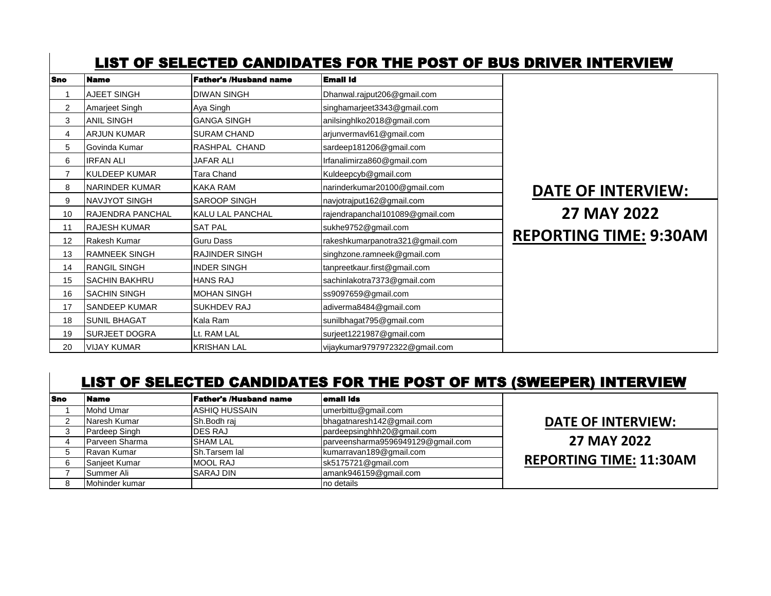## LIST OF SELECTED CANDIDATES FOR THE POST OF BUS DRIVER INTERVIEW

| Sno | Name | Father's /Husband name | Email Id |
|---|---|---|---|
| 1 | AJEET SINGH | DIWAN SINGH | Dhanwal.rajput206@gmail.com |
| 2 | Amarjeet Singh | Aya Singh | singhamarjeet3343@gmail.com |
| 3 | ANIL SINGH | GANGA SINGH | anilsinghlko2018@gmail.com |
| 4 | ARJUN KUMAR | SURAM CHAND | arjunvermavl61@gmail.com |
| 5 | Govinda Kumar | RASHPAL CHAND | sardeep181206@gmail.com |
| 6 | IRFAN ALI | JAFAR ALI | Irfanalimirza860@gmail.com |
| 7 | KULDEEP KUMAR | Tara Chand | Kuldeepcyb@gmail.com |
| 8 | NARINDER KUMAR | KAKA RAM | narinderkumar20100@gmail.com |
| 9 | NAVJYOT SINGH | SAROOP SINGH | navjotrajput162@gmail.com |
| 10 | RAJENDRA PANCHAL | KALU LAL PANCHAL | rajendrapanchal101089@gmail.com |
| 11 | RAJESH KUMAR | SAT PAL | sukhe9752@gmail.com |
| 12 | Rakesh Kumar | Guru Dass | rakeshkumarpanotra321@gmail.com |
| 13 | RAMNEEK SINGH | RAJINDER SINGH | singhzone.ramneek@gmail.com |
| 14 | RANGIL SINGH | INDER SINGH | tanpreetkaur.first@gmail.com |
| 15 | SACHIN BAKHRU | HANS RAJ | sachinlakotra7373@gmail.com |
| 16 | SACHIN SINGH | MOHAN SINGH | ss9097659@gmail.com |
| 17 | SANDEEP KUMAR | SUKHDEV RAJ | adiverma8484@gmail.com |
| 18 | SUNIL BHAGAT | Kala Ram | sunilbhagat795@gmail.com |
| 19 | SURJEET DOGRA | Lt. RAM LAL | surjeet1221987@gmail.com |
| 20 | VIJAY KUMAR | KRISHAN LAL | vijaykumar9797972322@gmail.com |

**DATE OF INTERVIEW:**

**27 MAY 2022**

**REPORTING TIME: 9:30AM**

## LIST OF SELECTED CANDIDATES FOR THE POST OF MTS (SWEEPER) INTERVIEW

| Sno | Name | Father's /Husband name | email ids |
|---|---|---|---|
| 1 | Mohd Umar | ASHIQ HUSSAIN | umerbittu@gmail.com |
| 2 | Naresh Kumar | Sh.Bodh raj | bhagatnaresh142@gmail.com |
| 3 | Pardeep Singh | DES RAJ | pardeepsinghhh20@gmail.com |
| 4 | Parveen Sharma | SHAM LAL | parveensharma9596949129@gmail.com |
| 5 | Ravan Kumar | Sh.Tarsem lal | kumarravan189@gmail.com |
| 6 | Sanjeet Kumar | MOOL RAJ | sk5175721@gmail.com |
| 7 | Summer Ali | SARAJ DIN | amank946159@gmail.com |
| 8 | Mohinder kumar | | no details |

**DATE OF INTERVIEW:**

**27 MAY 2022**

**REPORTING TIME: 11:30AM**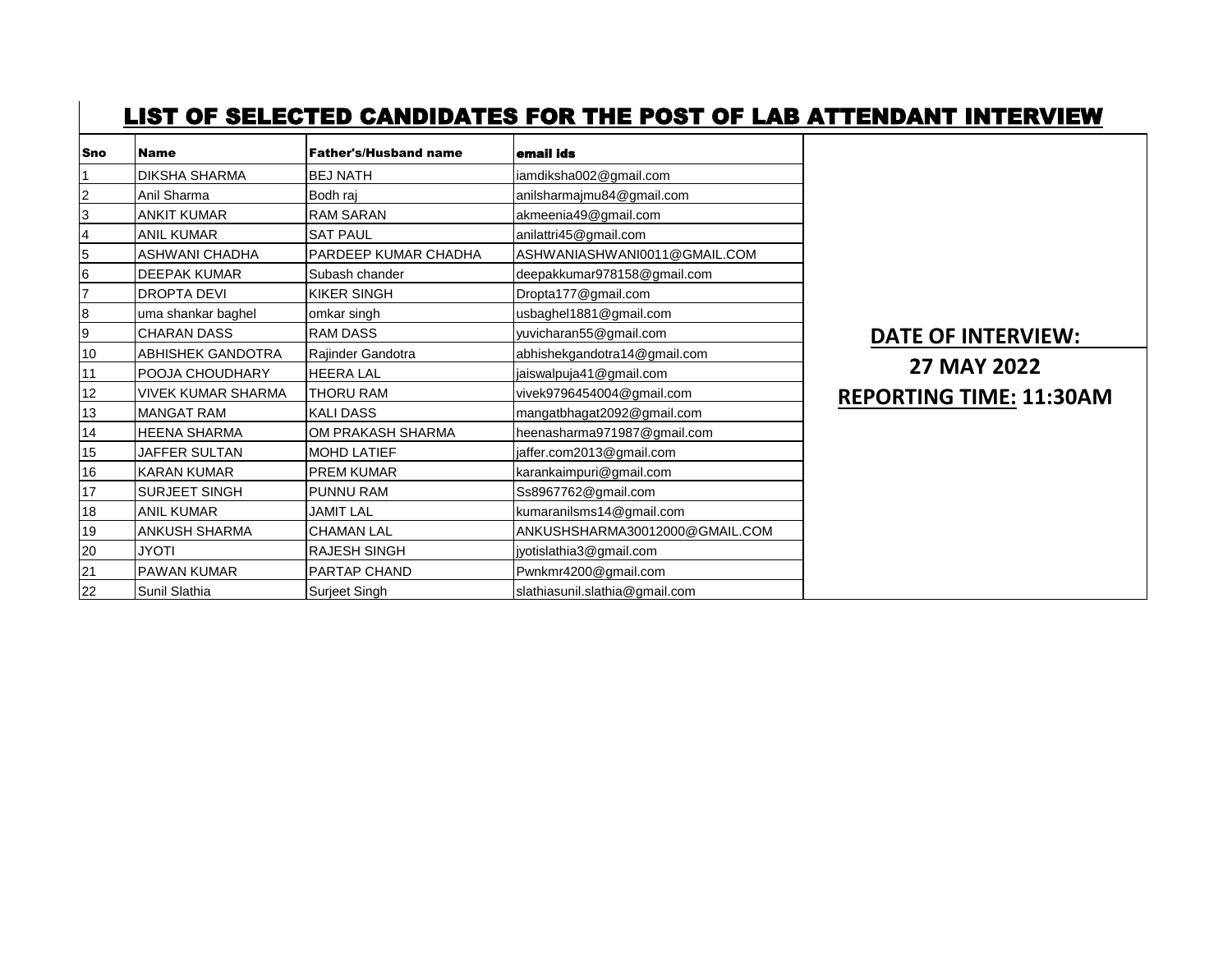# LIST OF SELECTED CANDIDATES FOR THE POST OF LAB ATTENDANT INTERVIEW

| Sno | Name | Father's/Husband name | email ids |
|---|---|---|---|
| 1 | DIKSHA SHARMA | BEJ NATH | iamdiksha002@gmail.com |
| 2 | Anil Sharma | Bodh raj | anilsharmajmu84@gmail.com |
| 3 | ANKIT KUMAR | RAM SARAN | akmeenia49@gmail.com |
| 4 | ANIL KUMAR | SAT PAUL | anilattri45@gmail.com |
| 5 | ASHWANI CHADHA | PARDEEP KUMAR CHADHA | ASHWANIASHWANI0011@GMAIL.COM |
| 6 | DEEPAK KUMAR | Subash chander | deepakkumar978158@gmail.com |
| 7 | DROPTA DEVI | KIKER SINGH | Dropta177@gmail.com |
| 8 | uma shankar baghel | omkar singh | usbaghel1881@gmail.com |
| 9 | CHARAN DASS | RAM DASS | yuvicharan55@gmail.com |
| 10 | ABHISHEK GANDOTRA | Rajinder Gandotra | abhishekgandotra14@gmail.com |
| 11 | POOJA CHOUDHARY | HEERA LAL | jaiswalpuja41@gmail.com |
| 12 | VIVEK KUMAR SHARMA | THORU RAM | vivek9796454004@gmail.com |
| 13 | MANGAT RAM | KALI DASS | mangatbhagat2092@gmail.com |
| 14 | HEENA SHARMA | OM PRAKASH SHARMA | heenasharma971987@gmail.com |
| 15 | JAFFER SULTAN | MOHD LATIEF | jaffer.com2013@gmail.com |
| 16 | KARAN KUMAR | PREM KUMAR | karankaimpuri@gmail.com |
| 17 | SURJEET SINGH | PUNNU RAM | Ss8967762@gmail.com |
| 18 | ANIL KUMAR | JAMIT LAL | kumaranilsms14@gmail.com |
| 19 | ANKUSH SHARMA | CHAMAN LAL | ANKUSHSHARMA30012000@GMAIL.COM |
| 20 | JYOTI | RAJESH SINGH | jyotislathia3@gmail.com |
| 21 | PAWAN KUMAR | PARTAP CHAND | Pwnkmr4200@gmail.com |
| 22 | Sunil Slathia | Surjeet Singh | slathiasunil.slathia@gmail.com |

**DATE OF INTERVIEW:**

**27 MAY 2022**

**REPORTING TIME: 11:30AM**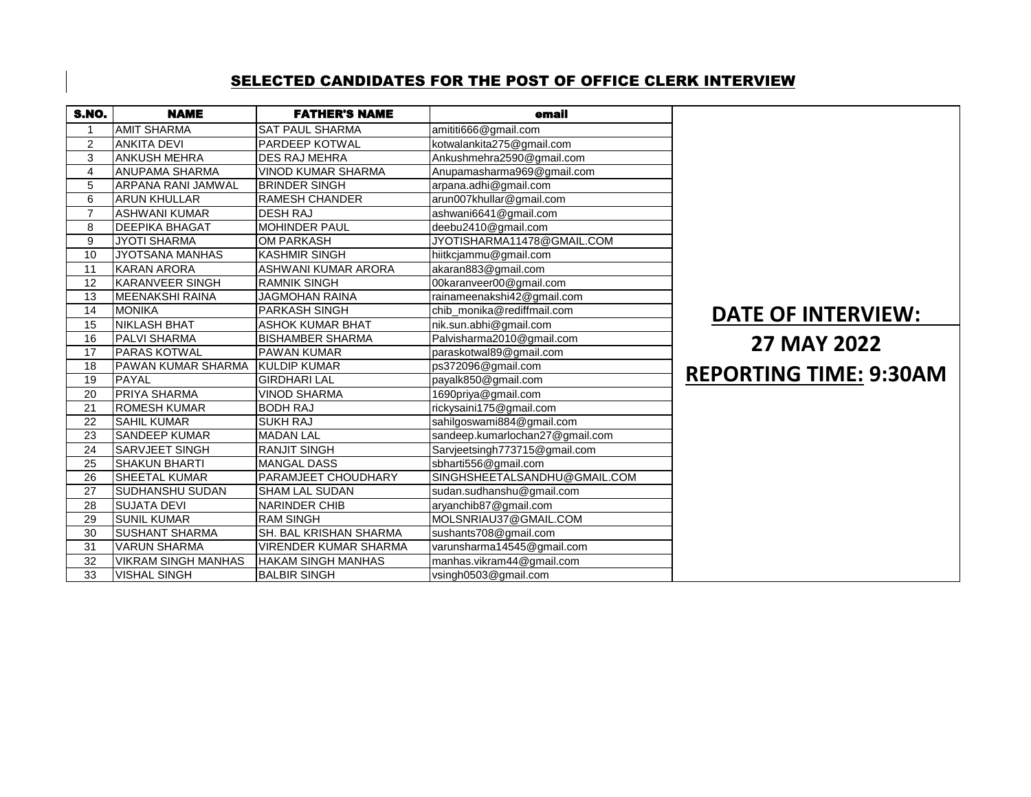## SELECTED CANDIDATES FOR THE POST OF OFFICE CLERK INTERVIEW

| S.NO. | NAME | FATHER'S NAME | email |
|---|---|---|---|
| 1 | AMIT SHARMA | SAT PAUL SHARMA | amititi666@gmail.com |
| 2 | ANKITA DEVI | PARDEEP KOTWAL | kotwalankita275@gmail.com |
| 3 | ANKUSH MEHRA | DES RAJ MEHRA | Ankushmehra2590@gmail.com |
| 4 | ANUPAMA SHARMA | VINOD KUMAR SHARMA | Anupamasharma969@gmail.com |
| 5 | ARPANA RANI JAMWAL | BRINDER SINGH | arpana.adhi@gmail.com |
| 6 | ARUN KHULLAR | RAMESH CHANDER | arun007khullar@gmail.com |
| 7 | ASHWANI KUMAR | DESH RAJ | ashwani6641@gmail.com |
| 8 | DEEPIKA BHAGAT | MOHINDER PAUL | deebu2410@gmail.com |
| 9 | JYOTI SHARMA | OM PARKASH | JYOTISHARMA11478@GMAIL.COM |
| 10 | JYOTSANA MANHAS | KASHMIR SINGH | hiitkcjammu@gmail.com |
| 11 | KARAN ARORA | ASHWANI KUMAR ARORA | akaran883@gmail.com |
| 12 | KARANVEER SINGH | RAMNIK SINGH | 00karanveer00@gmail.com |
| 13 | MEENAKSHI RAINA | JAGMOHAN RAINA | rainameenakshi42@gmail.com |
| 14 | MONIKA | PARKASH SINGH | chib_monika@rediffmail.com |
| 15 | NIKLASH BHAT | ASHOK KUMAR BHAT | nik.sun.abhi@gmail.com |
| 16 | PALVI SHARMA | BISHAMBER SHARMA | Palvisharma2010@gmail.com |
| 17 | PARAS KOTWAL | PAWAN KUMAR | paraskotwal89@gmail.com |
| 18 | PAWAN KUMAR SHARMA | KULDIP KUMAR | ps372096@gmail.com |
| 19 | PAYAL | GIRDHARI LAL | payalk850@gmail.com |
| 20 | PRIYA SHARMA | VINOD SHARMA | 1690priya@gmail.com |
| 21 | ROMESH KUMAR | BODH RAJ | rickysaini175@gmail.com |
| 22 | SAHIL KUMAR | SUKH RAJ | sahilgoswami884@gmail.com |
| 23 | SANDEEP KUMAR | MADAN LAL | sandeep.kumarlochan27@gmail.com |
| 24 | SARVJEET SINGH | RANJIT SINGH | Sarvjeetsingh773715@gmail.com |
| 25 | SHAKUN BHARTI | MANGAL DASS | sbharti556@gmail.com |
| 26 | SHEETAL KUMAR | PARAMJEET CHOUDHARY | SINGHSHEETALSANDHU@GMAIL.COM |
| 27 | SUDHANSHU SUDAN | SHAM LAL SUDAN | sudan.sudhanshu@gmail.com |
| 28 | SUJATA DEVI | NARINDER CHIB | aryanchib87@gmail.com |
| 29 | SUNIL KUMAR | RAM SINGH | MOLSNRIAU37@GMAIL.COM |
| 30 | SUSHANT SHARMA | SH. BAL KRISHAN SHARMA | sushants708@gmail.com |
| 31 | VARUN SHARMA | VIRENDER KUMAR SHARMA | varunsharma14545@gmail.com |
| 32 | VIKRAM SINGH MANHAS | HAKAM SINGH MANHAS | manhas.vikram44@gmail.com |
| 33 | VISHAL SINGH | BALBIR SINGH | vsingh0503@gmail.com |

**DATE OF INTERVIEW:**

**27 MAY 2022**

**REPORTING TIME: 9:30AM**